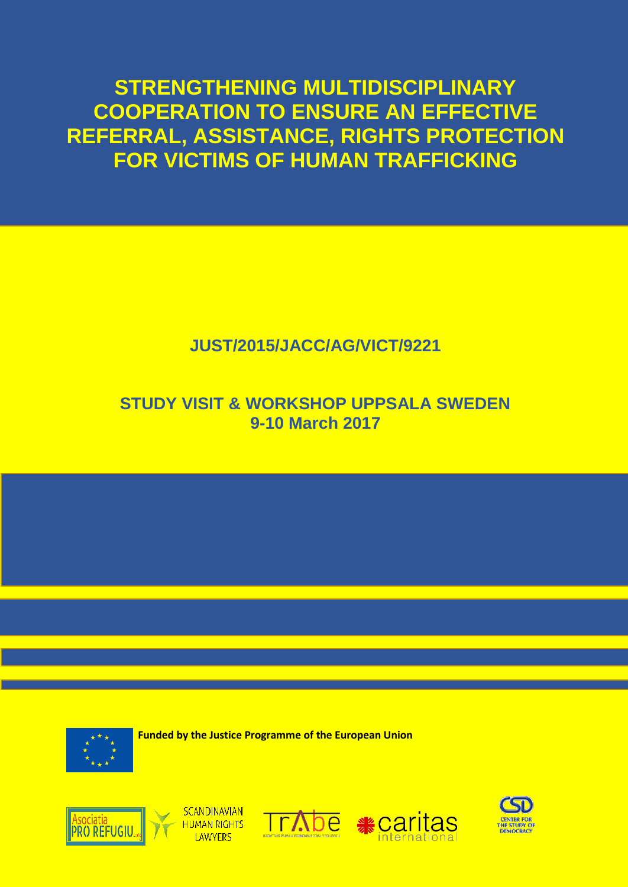# STRENGTHENING MULTIDISCIPLINARY COOPERATION TO ENSURE AN EFFECTIVE REFERRAL, ASSISTANCE, RIGHTS PROTECTION FOR VICTIMS OF HUMAN TRAFFICKING

**JUST/2015/JACC/AG/VICT/9221**

**STUDY VISIT & WORKSHOP UPPSALA SWEDEN**
**9-10 March 2017**

**Funded by the Justice Programme of the European Union**

Asociatia PRO REFUGIU.org

SCANDINAVIAN HUMAN RIGHTS LAWYERS

TrAbe

caritas international

CSD CENTER FOR THE STUDY OF DEMOCRACY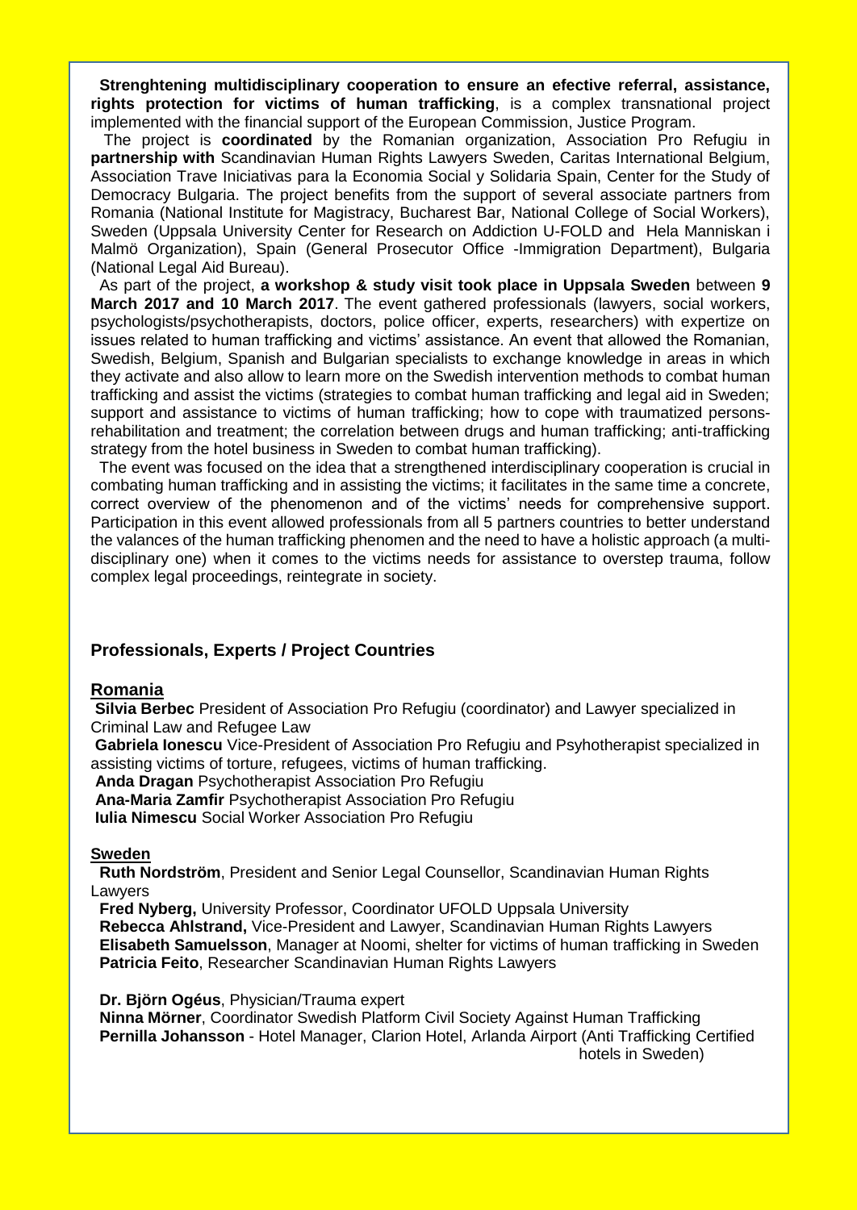**Strenghtening multidisciplinary cooperation to ensure an efective referral, assistance, rights protection for victims of human trafficking**, is a complex transnational project implemented with the financial support of the European Commission, Justice Program.

The project is **coordinated** by the Romanian organization, Association Pro Refugiu in **partnership with** Scandinavian Human Rights Lawyers Sweden, Caritas International Belgium, Association Trave Iniciativas para la Economia Social y Solidaria Spain, Center for the Study of Democracy Bulgaria. The project benefits from the support of several associate partners from Romania (National Institute for Magistracy, Bucharest Bar, National College of Social Workers), Sweden (Uppsala University Center for Research on Addiction U-FOLD and Hela Manniskan i Malmö Organization), Spain (General Prosecutor Office -Immigration Department), Bulgaria (National Legal Aid Bureau).

As part of the project, **a workshop & study visit took place in Uppsala Sweden** between **9 March 2017 and 10 March 2017**. The event gathered professionals (lawyers, social workers, psychologists/psychotherapists, doctors, police officer, experts, researchers) with expertize on issues related to human trafficking and victims' assistance. An event that allowed the Romanian, Swedish, Belgium, Spanish and Bulgarian specialists to exchange knowledge in areas in which they activate and also allow to learn more on the Swedish intervention methods to combat human trafficking and assist the victims (strategies to combat human trafficking and legal aid in Sweden; support and assistance to victims of human trafficking; how to cope with traumatized persons-rehabilitation and treatment; the correlation between drugs and human trafficking; anti-trafficking strategy from the hotel business in Sweden to combat human trafficking).

The event was focused on the idea that a strengthened interdisciplinary cooperation is crucial in combating human trafficking and in assisting the victims; it facilitates in the same time a concrete, correct overview of the phenomenon and of the victims' needs for comprehensive support. Participation in this event allowed professionals from all 5 partners countries to better understand the valances of the human trafficking phenomen and the need to have a holistic approach (a multi-disciplinary one) when it comes to the victims needs for assistance to overstep trauma, follow complex legal proceedings, reintegrate in society.

## Professionals, Experts / Project Countries

### Romania

**Silvia Berbec** President of Association Pro Refugiu (coordinator) and Lawyer specialized in Criminal Law and Refugee Law

**Gabriela Ionescu** Vice-President of Association Pro Refugiu and Psyhotherapist specialized in assisting victims of torture, refugees, victims of human trafficking.

**Anda Dragan** Psychotherapist Association Pro Refugiu

**Ana-Maria Zamfir** Psychotherapist Association Pro Refugiu

**Iulia Nimescu** Social Worker Association Pro Refugiu

### Sweden

**Ruth Nordström**, President and Senior Legal Counsellor, Scandinavian Human Rights Lawyers

**Fred Nyberg,** University Professor, Coordinator UFOLD Uppsala University

**Rebecca Ahlstrand,** Vice-President and Lawyer, Scandinavian Human Rights Lawyers

**Elisabeth Samuelsson**, Manager at Noomi, shelter for victims of human trafficking in Sweden

**Patricia Feito**, Researcher Scandinavian Human Rights Lawyers

**Dr. Björn Ogéus**, Physician/Trauma expert

**Ninna Mörner**, Coordinator Swedish Platform Civil Society Against Human Trafficking

**Pernilla Johansson** - Hotel Manager, Clarion Hotel, Arlanda Airport (Anti Trafficking Certified hotels in Sweden)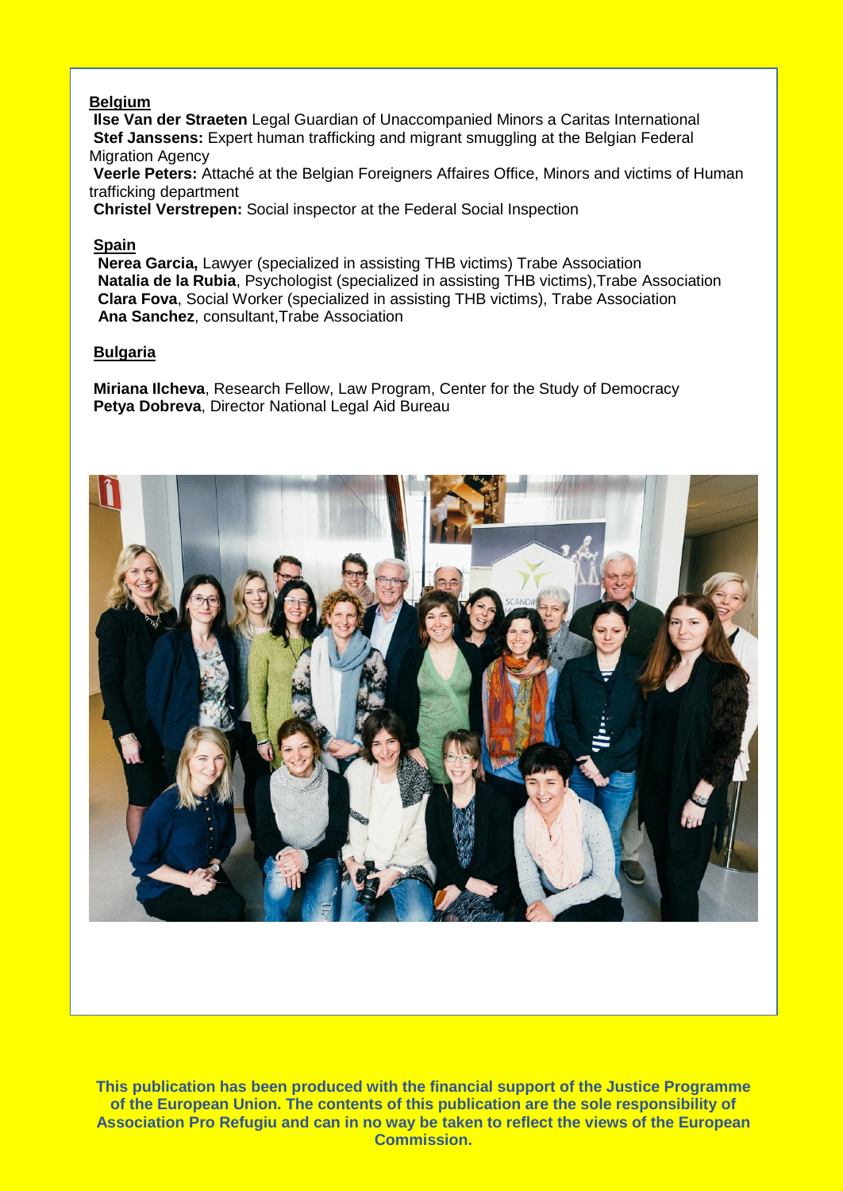**Belgium**

**Ilse Van der Straeten** Legal Guardian of Unaccompanied Minors a Caritas International
**Stef Janssens:** Expert human trafficking and migrant smuggling at the Belgian Federal Migration Agency
**Veerle Peters:** Attaché at the Belgian Foreigners Affaires Office, Minors and victims of Human trafficking department
**Christel Verstrepen:** Social inspector at the Federal Social Inspection

**Spain**

**Nerea Garcia,** Lawyer (specialized in assisting THB victims) Trabe Association
**Natalia de la Rubia**, Psychologist (specialized in assisting THB victims),Trabe Association
**Clara Fova**, Social Worker (specialized in assisting THB victims), Trabe Association
**Ana Sanchez**, consultant,Trabe Association

**Bulgaria**

**Miriana Ilcheva**, Research Fellow, Law Program, Center for the Study of Democracy
**Petya Dobreva**, Director National Legal Aid Bureau

**This publication has been produced with the financial support of the Justice Programme of the European Union. The contents of this publication are the sole responsibility of Association Pro Refugiu and can in no way be taken to reflect the views of the European Commission.**